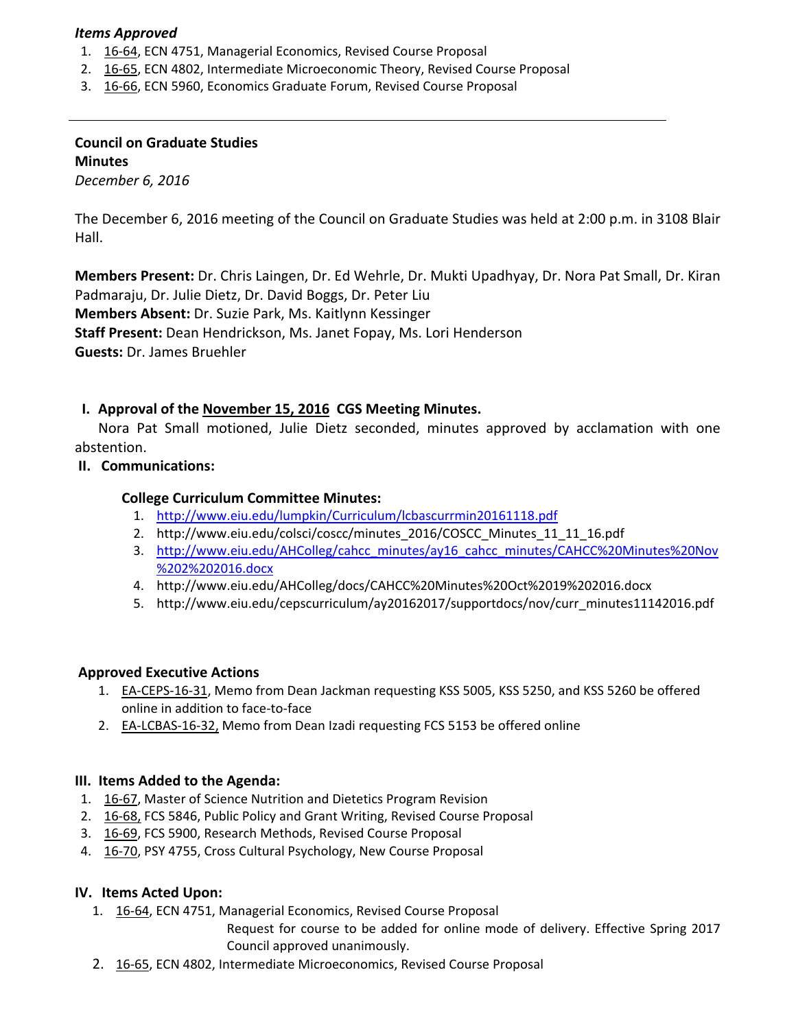*Items Approved*

1. 16-64, ECN 4751, Managerial Economics, Revised Course Proposal
2. 16-65, ECN 4802, Intermediate Microeconomic Theory, Revised Course Proposal
3. 16-66, ECN 5960, Economics Graduate Forum, Revised Course Proposal

---

**Council on Graduate Studies**
**Minutes**
*December 6, 2016*

The December 6, 2016 meeting of the Council on Graduate Studies was held at 2:00 p.m. in 3108 Blair Hall.

**Members Present:** Dr. Chris Laingen, Dr. Ed Wehrle, Dr. Mukti Upadhyay, Dr. Nora Pat Small, Dr. Kiran Padmaraju, Dr. Julie Dietz, Dr. David Boggs, Dr. Peter Liu
**Members Absent:** Dr. Suzie Park, Ms. Kaitlynn Kessinger
**Staff Present:** Dean Hendrickson, Ms. Janet Fopay, Ms. Lori Henderson
**Guests:** Dr. James Bruehler

**I. Approval of the November 15, 2016 CGS Meeting Minutes.**

Nora Pat Small motioned, Julie Dietz seconded, minutes approved by acclamation with one abstention.

**II. Communications:**

**College Curriculum Committee Minutes:**

1. http://www.eiu.edu/lumpkin/Curriculum/lcbascurrmin20161118.pdf
2. http://www.eiu.edu/colsci/coscc/minutes_2016/COSCC_Minutes_11_11_16.pdf
3. http://www.eiu.edu/AHColleg/cahcc_minutes/ay16_cahcc_minutes/CAHCC%20Minutes%20Nov%202%202016.docx
4. http://www.eiu.edu/AHColleg/docs/CAHCC%20Minutes%20Oct%2019%202016.docx
5. http://www.eiu.edu/cepscurriculum/ay20162017/supportdocs/nov/curr_minutes11142016.pdf

**Approved Executive Actions**

1. EA-CEPS-16-31, Memo from Dean Jackman requesting KSS 5005, KSS 5250, and KSS 5260 be offered online in addition to face-to-face
2. EA-LCBAS-16-32, Memo from Dean Izadi requesting FCS 5153 be offered online

**III. Items Added to the Agenda:**

1. 16-67, Master of Science Nutrition and Dietetics Program Revision
2. 16-68, FCS 5846, Public Policy and Grant Writing, Revised Course Proposal
3. 16-69, FCS 5900, Research Methods, Revised Course Proposal
4. 16-70, PSY 4755, Cross Cultural Psychology, New Course Proposal

**IV. Items Acted Upon:**

1. 16-64, ECN 4751, Managerial Economics, Revised Course Proposal
   Request for course to be added for online mode of delivery. Effective Spring 2017
   Council approved unanimously.
2. 16-65, ECN 4802, Intermediate Microeconomics, Revised Course Proposal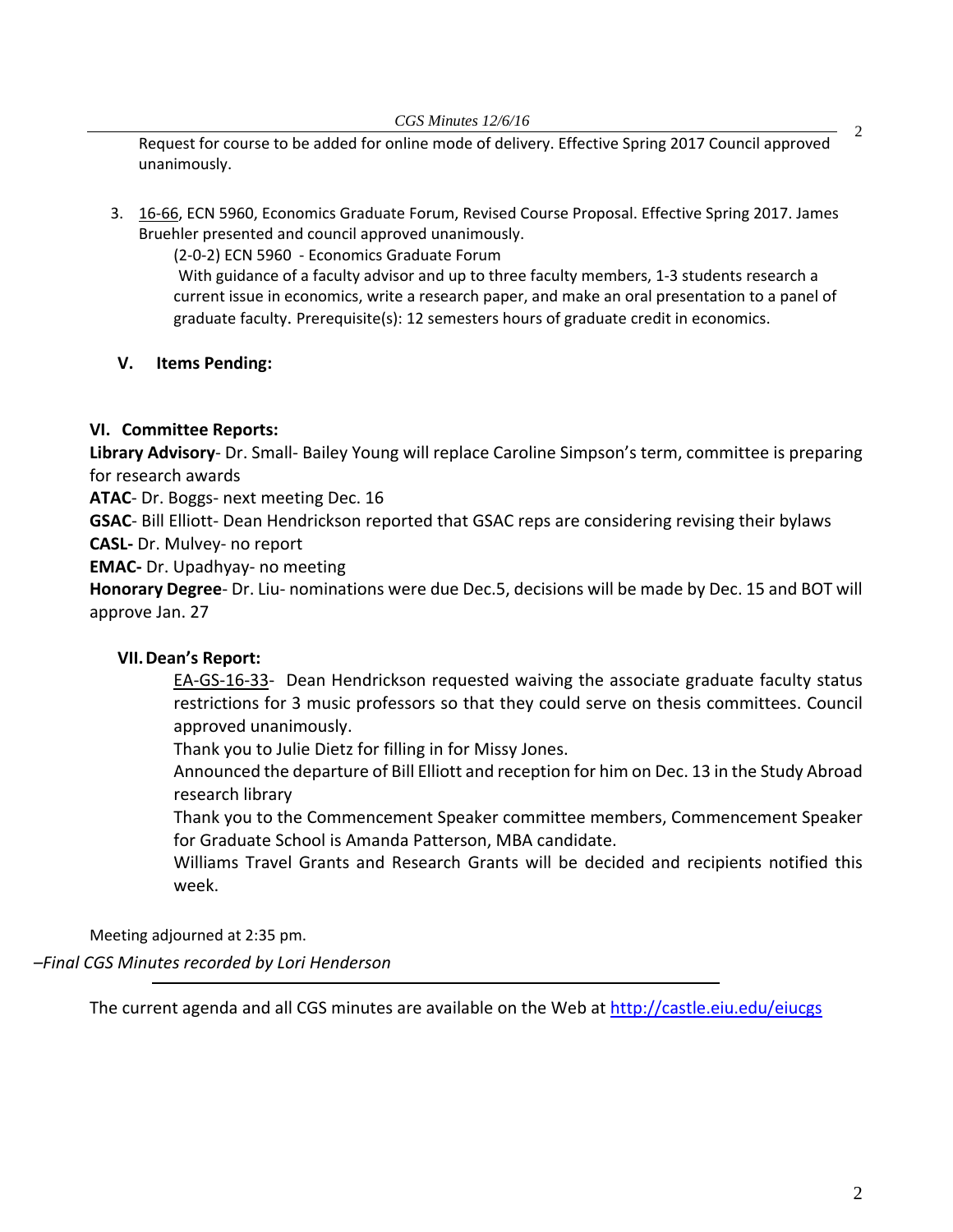Request for course to be added for online mode of delivery. Effective Spring 2017 Council approved unanimously.

3. 16-66, ECN 5960, Economics Graduate Forum, Revised Course Proposal. Effective Spring 2017. James Bruehler presented and council approved unanimously.

   (2-0-2) ECN 5960 - Economics Graduate Forum

   With guidance of a faculty advisor and up to three faculty members, 1-3 students research a current issue in economics, write a research paper, and make an oral presentation to a panel of graduate faculty. Prerequisite(s): 12 semesters hours of graduate credit in economics.

## V. Items Pending:

## VI. Committee Reports:

**Library Advisory**- Dr. Small- Bailey Young will replace Caroline Simpson's term, committee is preparing for research awards

**ATAC**- Dr. Boggs- next meeting Dec. 16

**GSAC**- Bill Elliott- Dean Hendrickson reported that GSAC reps are considering revising their bylaws

**CASL-** Dr. Mulvey- no report

**EMAC-** Dr. Upadhyay- no meeting

**Honorary Degree**- Dr. Liu- nominations were due Dec.5, decisions will be made by Dec. 15 and BOT will approve Jan. 27

## VII. Dean's Report:

EA-GS-16-33- Dean Hendrickson requested waiving the associate graduate faculty status restrictions for 3 music professors so that they could serve on thesis committees. Council approved unanimously.

Thank you to Julie Dietz for filling in for Missy Jones.

Announced the departure of Bill Elliott and reception for him on Dec. 13 in the Study Abroad research library

Thank you to the Commencement Speaker committee members, Commencement Speaker for Graduate School is Amanda Patterson, MBA candidate.

Williams Travel Grants and Research Grants will be decided and recipients notified this week.

Meeting adjourned at 2:35 pm.

*–Final CGS Minutes recorded by Lori Henderson*

---

The current agenda and all CGS minutes are available on the Web at http://castle.eiu.edu/eiucgs